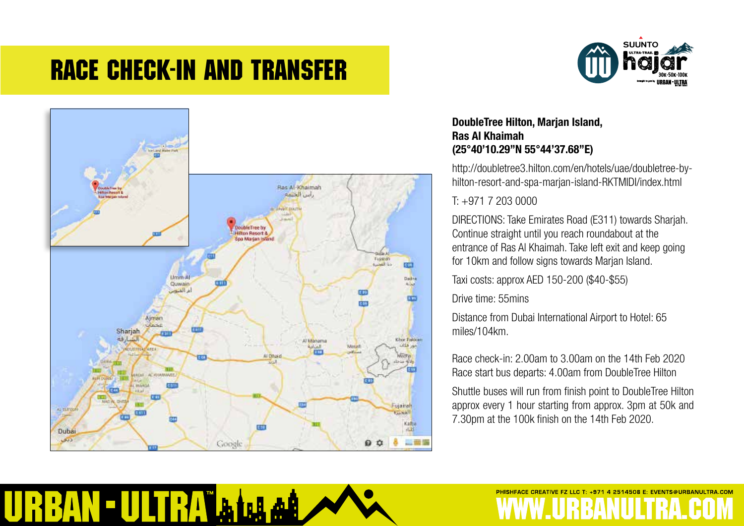# RACE CHECK-IN AND TRANSFER

**DoubleTree Hilton, Marjan Island,**
**Ras Al Khaimah**
**(25°40'10.29"N 55°44'37.68"E)**

http://doubletree3.hilton.com/en/hotels/uae/doubletree-by-hilton-resort-and-spa-marjan-island-RKTMIDI/index.html

T: +971 7 203 0000

DIRECTIONS: Take Emirates Road (E311) towards Sharjah. Continue straight until you reach roundabout at the entrance of Ras Al Khaimah. Take left exit and keep going for 10km and follow signs towards Marjan Island.

Taxi costs: approx AED 150-200 ($40-$55)

Drive time: 55mins

Distance from Dubai International Airport to Hotel: 65 miles/104km.

Race check-in: 2.00am to 3.00am on the 14th Feb 2020
Race start bus departs: 4.00am from DoubleTree Hilton

Shuttle buses will run from finish point to DoubleTree Hilton approx every 1 hour starting from approx. 3pm at 50k and 7.30pm at the 100k finish on the 14th Feb 2020.

PHISHFACE CREATIVE FZ LLC T: +971 4 2514508 E: EVENTS@URBANULTRA.COM

WWW.URBANULTRA.COM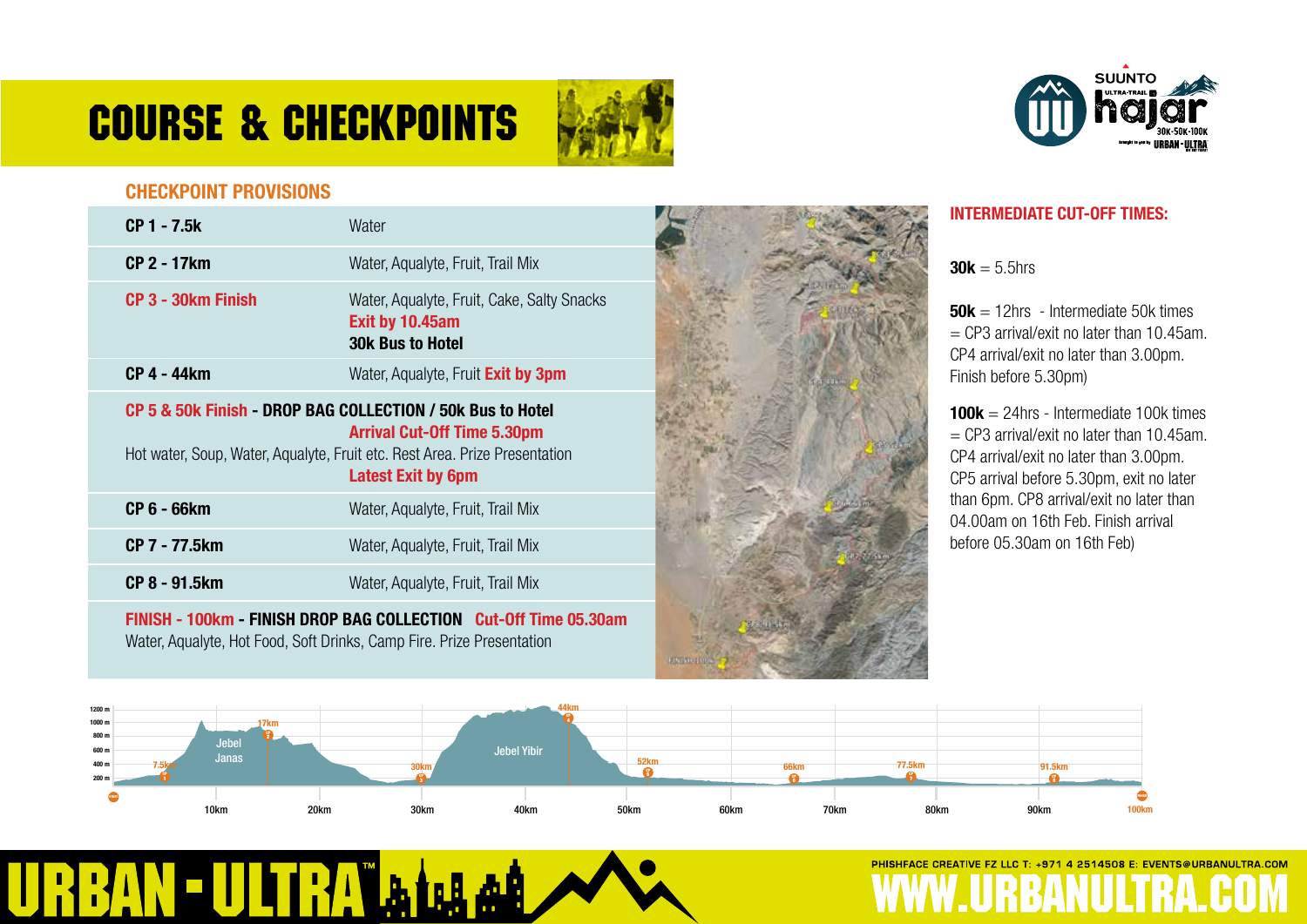# COURSE & CHECKPOINTS

## CHECKPOINT PROVISIONS

| Checkpoint | Provisions |
|---|---|
| **CP 1 - 7.5k** | Water |
| **CP 2 - 17km** | Water, Aqualyte, Fruit, Trail Mix |
| **CP 3 - 30km Finish** | Water, Aqualyte, Fruit, Cake, Salty Snacks **Exit by 10.45am** **30k Bus to Hotel** |
| **CP 4 - 44km** | Water, Aqualyte, Fruit **Exit by 3pm** |
| **CP 5 & 50k Finish - DROP BAG COLLECTION / 50k Bus to Hotel** | **Arrival Cut-Off Time 5.30pm** Hot water, Soup, Water, Aqualyte, Fruit etc. Rest Area. Prize Presentation **Latest Exit by 6pm** |
| **CP 6 - 66km** | Water, Aqualyte, Fruit, Trail Mix |
| **CP 7 - 77.5km** | Water, Aqualyte, Fruit, Trail Mix |
| **CP 8 - 91.5km** | Water, Aqualyte, Fruit, Trail Mix |
| **FINISH - 100km - FINISH DROP BAG COLLECTION** | **Cut-Off Time 05.30am** Water, Aqualyte, Hot Food, Soft Drinks, Camp Fire. Prize Presentation |

## INTERMEDIATE CUT-OFF TIMES:

**30k** = 5.5hrs

**50k** = 12hrs - Intermediate 50k times = CP3 arrival/exit no later than 10.45am. CP4 arrival/exit no later than 3.00pm. Finish before 5.30pm)

**100k** = 24hrs - Intermediate 100k times = CP3 arrival/exit no later than 10.45am. CP4 arrival/exit no later than 3.00pm. CP5 arrival before 5.30pm, exit no later than 6pm. CP8 arrival/exit no later than 04.00am on 16th Feb. Finish arrival before 05.30am on 16th Feb)

PHISHFACE CREATIVE FZ LLC T: +971 4 2514508 E: EVENTS@URBANULTRA.COM

WWW.URBANULTRA.COM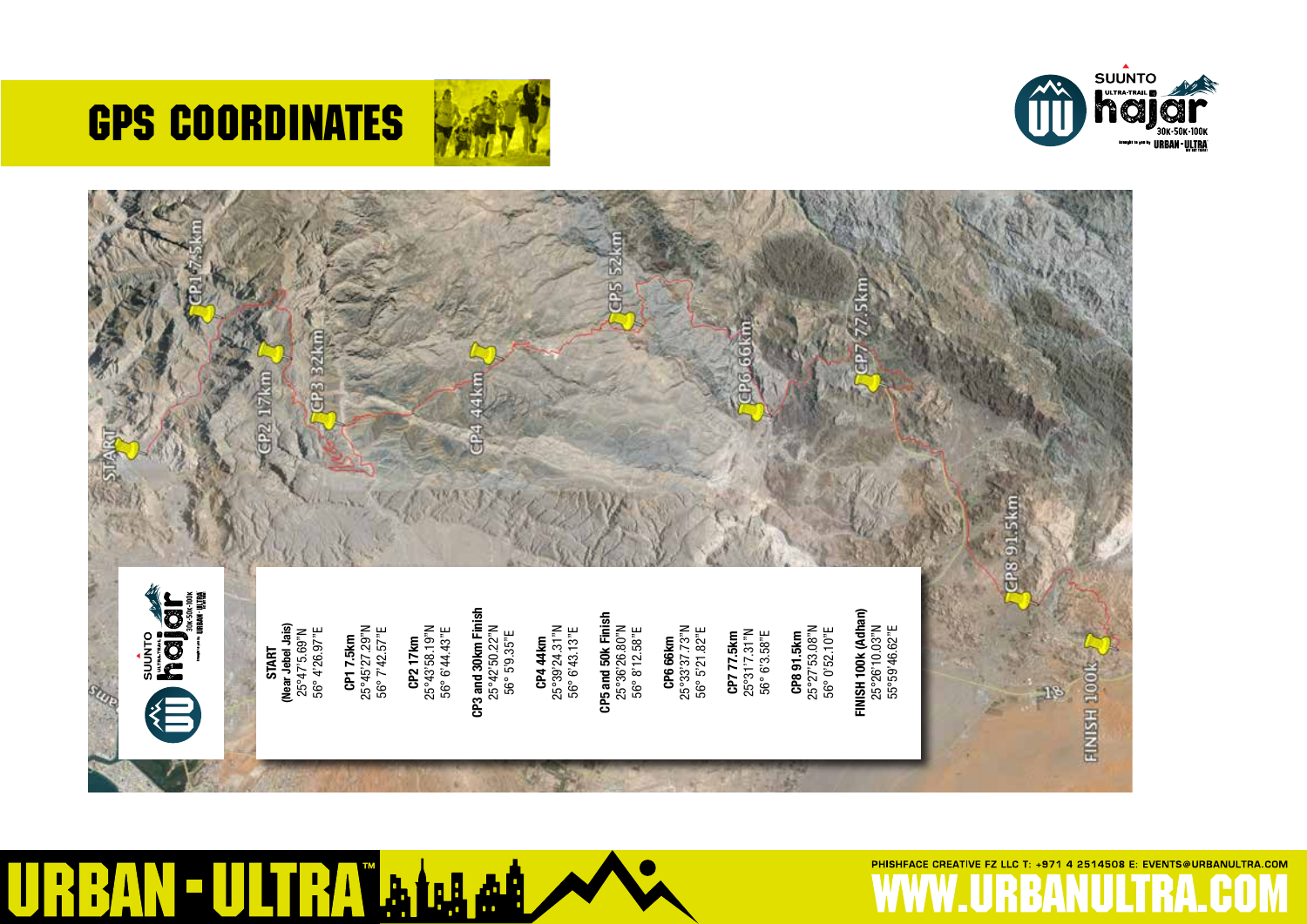# GPS COORDINATES

START
CP1 7.5km
CP2 17km
CP3 32km
CP4 44km
CP5 52km
CP6 66km
CP7 77.5km
CP8 91.5km
FINISH 100k

**START**
**(Near Jebel Jais)**
25°47'5.69"N
56° 4'26.97"E

**CP1 7.5km**
25°45'27.29"N
56° 7'42.57"E

**CP2 17km**
25°43'58.19"N
56° 6'44.43"E

**CP3 and 30km Finish**
25°42'50.22"N
56° 5'9.35"E

**CP4 44km**
25°39'24.31"N
56° 6'43.13"E

**CP5 and 50k Finish**
25°36'26.80"N
56° 8'12.58"E

**CP6 66km**
25°33'37.73"N
56° 5'21.82"E

**CP7 77.5km**
25°31'7.31"N
56° 6'3.58"E

**CP8 91.5km**
25°27'53.08"N
56° 0'52.10"E

**FINISH 100k (Adhan)**
25°26'10.03"N
55°59'46.62"E

PHISHFACE CREATIVE FZ LLC T: +971 4 2514508 E: EVENTS@URBANULTRA.COM
WWW.URBANULTRA.COM